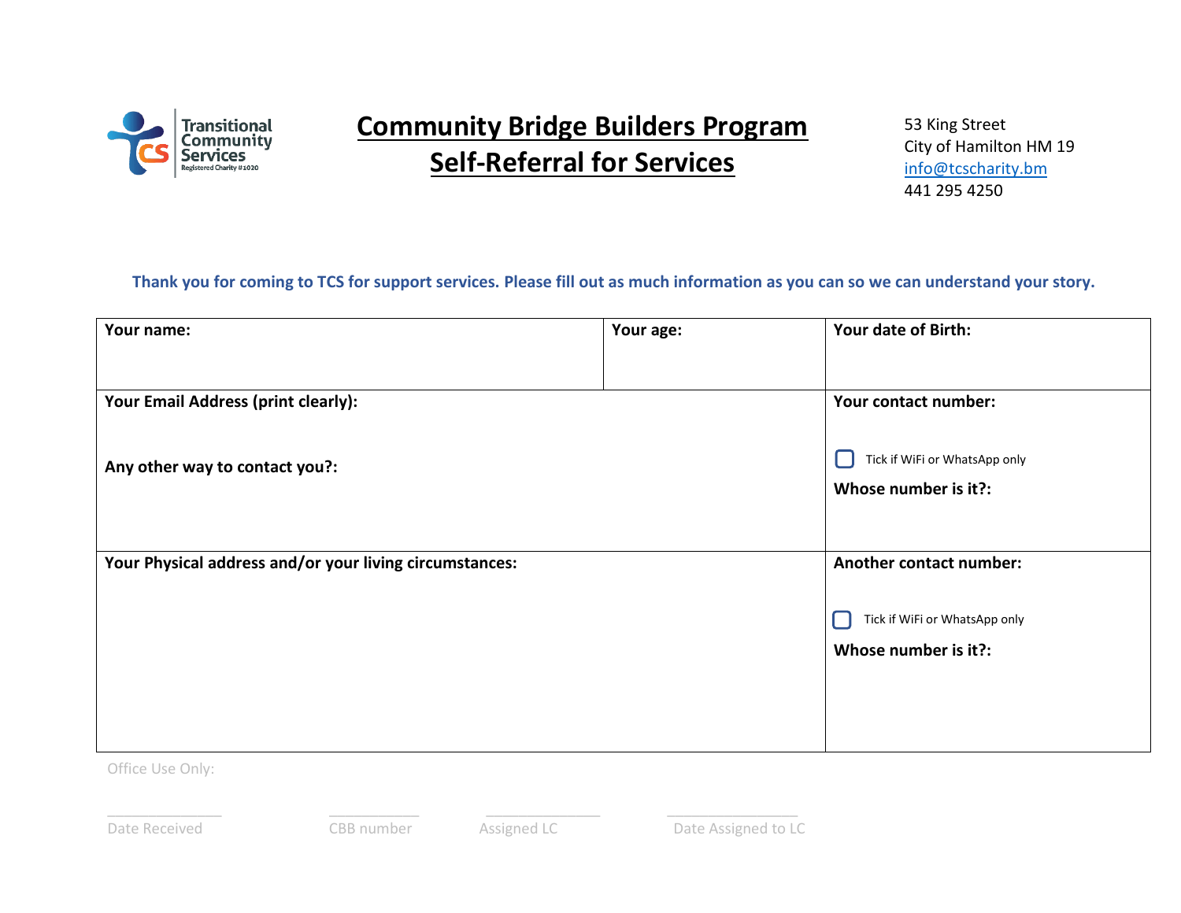Transitional Community Services
Registered Charity #1020

# Community Bridge Builders Program
# Self-Referral for Services

53 King Street
City of Hamilton HM 19
info@tcscharity.bm
441 295 4250

**Thank you for coming to TCS for support services. Please fill out as much information as you can so we can understand your story.**

| **Your name:** | **Your age:** | **Your date of Birth:** |
|---|---|---|
| **Your Email Address (print clearly):**<br><br>**Any other way to contact you?:** | | **Your contact number:**<br><br>☐ Tick if WiFi or WhatsApp only<br><br>**Whose number is it?:** |
| **Your Physical address and/or your living circumstances:** | | **Another contact number:**<br><br>☐ Tick if WiFi or WhatsApp only<br><br>**Whose number is it?:** |

Office Use Only:

| Date Received | CBB number | Assigned LC | Date Assigned to LC |
|---|---|---|---|
| | | | |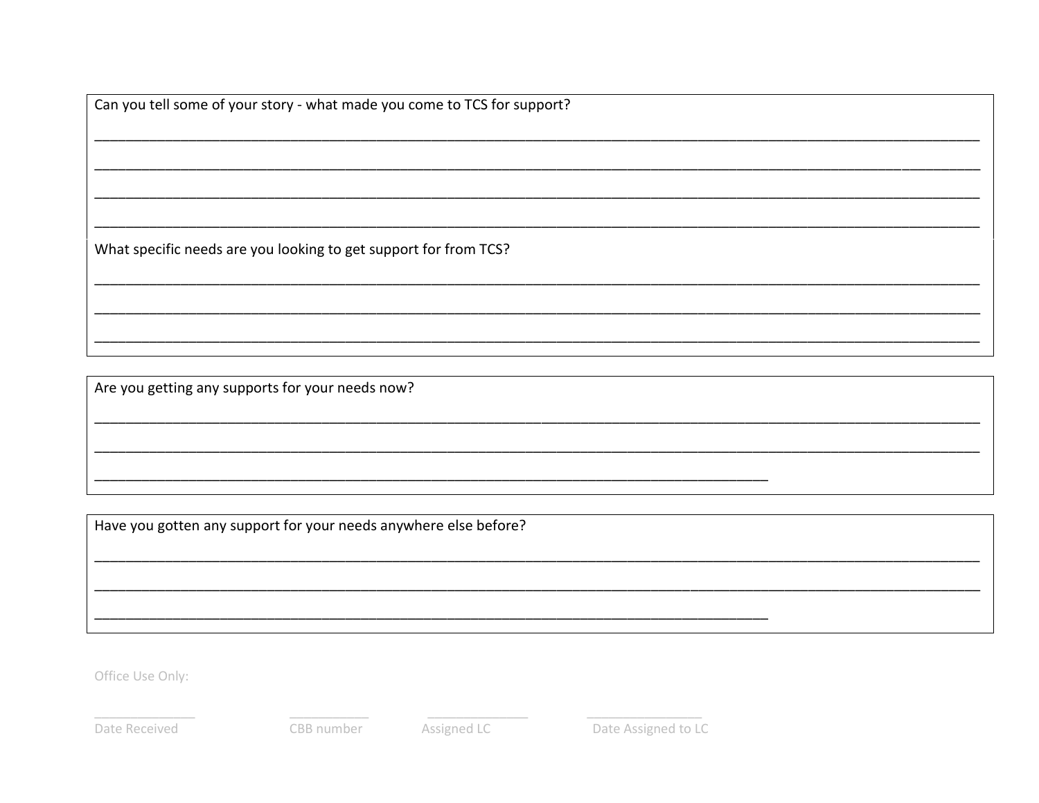Can you tell some of your story - what made you come to TCS for support?

_____________________________________________________________________________________________

_____________________________________________________________________________________________

_____________________________________________________________________________________________

_____________________________________________________________________________________________

What specific needs are you looking to get support for from TCS?

_____________________________________________________________________________________________

_____________________________________________________________________________________________

_____________________________________________________________________________________________

Are you getting any supports for your needs now?

_____________________________________________________________________________________________

_____________________________________________________________________________________________

___________________________________________________________________

Have you gotten any support for your needs anywhere else before?

_____________________________________________________________________________________________

_____________________________________________________________________________________________

___________________________________________________________________

Office Use Only:

| ____________ | __________ | ____________ | ______________ |
| --- | --- | --- | --- |
| Date Received | CBB number | Assigned LC | Date Assigned to LC |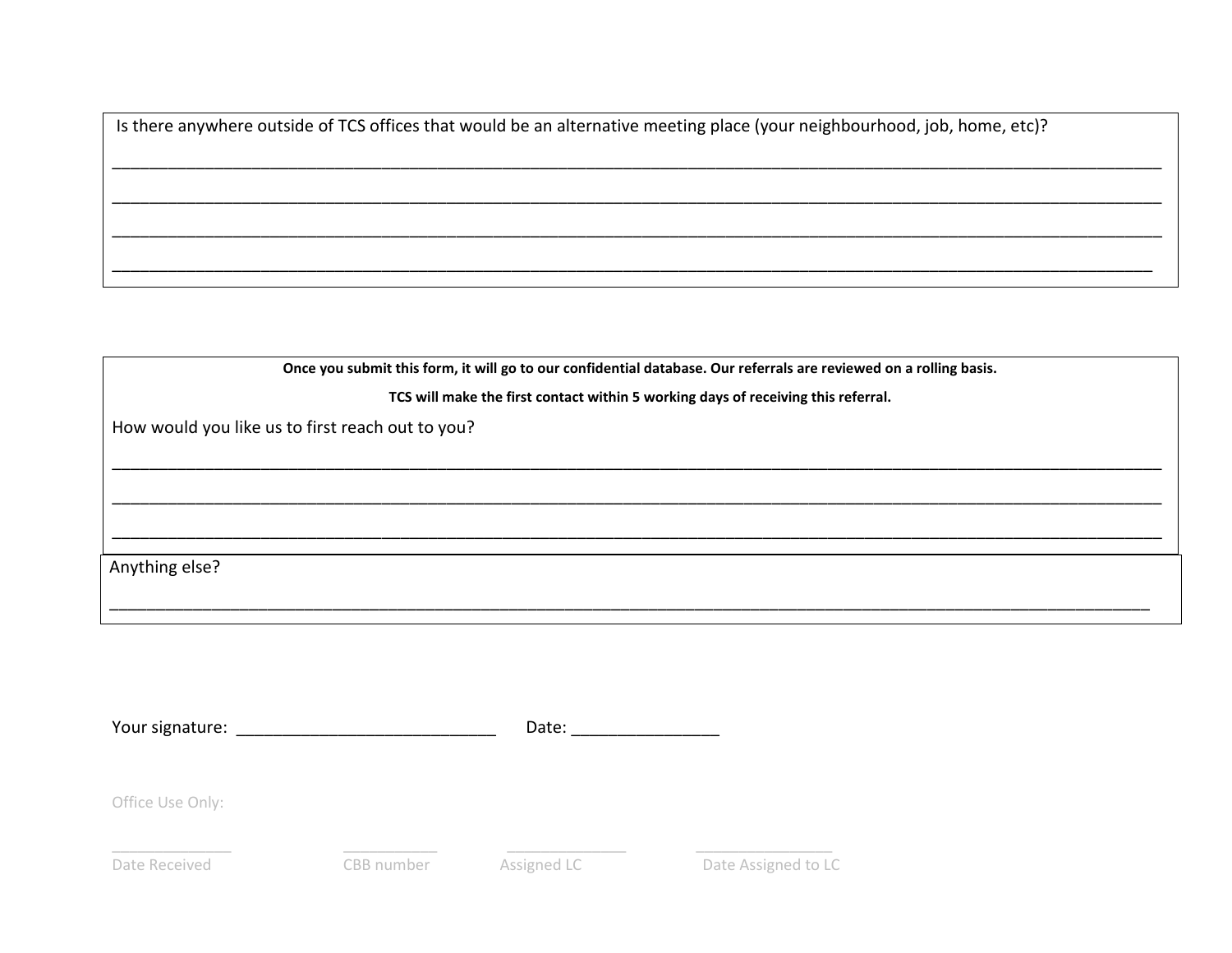Is there anywhere outside of TCS offices that would be an alternative meeting place (your neighbourhood, job, home, etc)?

_______________________________________________________________________________________________________________

_______________________________________________________________________________________________________________

_______________________________________________________________________________________________________________

_______________________________________________________________________________________________________________

**Once you submit this form, it will go to our confidential database. Our referrals are reviewed on a rolling basis.**

**TCS will make the first contact within 5 working days of receiving this referral.**

How would you like us to first reach out to you?

_______________________________________________________________________________________________________________

_______________________________________________________________________________________________________________

_______________________________________________________________________________________________________________

Anything else?

_______________________________________________________________________________________________________________

Your signature: ____________________________ Date: ________________

Office Use Only:

| | | | |
|---|---|---|---|
| Date Received | CBB number | Assigned LC | Date Assigned to LC |